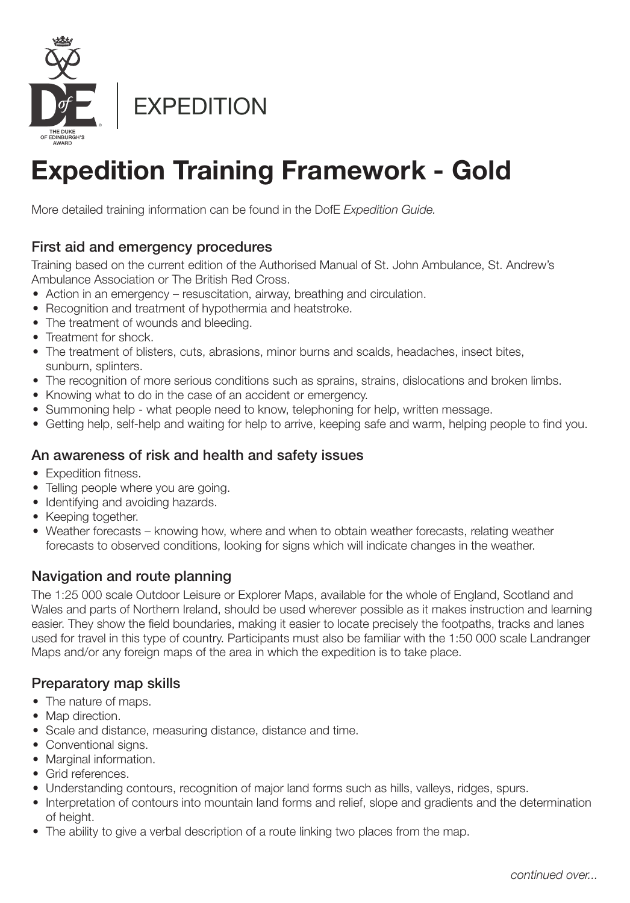EXPEDITION

# Expedition Training Framework - Gold

More detailed training information can be found in the DofE *Expedition Guide.*

## First aid and emergency procedures

Training based on the current edition of the Authorised Manual of St. John Ambulance, St. Andrew's Ambulance Association or The British Red Cross.

- Action in an emergency – resuscitation, airway, breathing and circulation.
- Recognition and treatment of hypothermia and heatstroke.
- The treatment of wounds and bleeding.
- Treatment for shock.
- The treatment of blisters, cuts, abrasions, minor burns and scalds, headaches, insect bites, sunburn, splinters.
- The recognition of more serious conditions such as sprains, strains, dislocations and broken limbs.
- Knowing what to do in the case of an accident or emergency.
- Summoning help - what people need to know, telephoning for help, written message.
- Getting help, self-help and waiting for help to arrive, keeping safe and warm, helping people to find you.

## An awareness of risk and health and safety issues

- Expedition fitness.
- Telling people where you are going.
- Identifying and avoiding hazards.
- Keeping together.
- Weather forecasts – knowing how, where and when to obtain weather forecasts, relating weather forecasts to observed conditions, looking for signs which will indicate changes in the weather.

## Navigation and route planning

The 1:25 000 scale Outdoor Leisure or Explorer Maps, available for the whole of England, Scotland and Wales and parts of Northern Ireland, should be used wherever possible as it makes instruction and learning easier. They show the field boundaries, making it easier to locate precisely the footpaths, tracks and lanes used for travel in this type of country. Participants must also be familiar with the 1:50 000 scale Landranger Maps and/or any foreign maps of the area in which the expedition is to take place.

## Preparatory map skills

- The nature of maps.
- Map direction.
- Scale and distance, measuring distance, distance and time.
- Conventional signs.
- Marginal information.
- Grid references.
- Understanding contours, recognition of major land forms such as hills, valleys, ridges, spurs.
- Interpretation of contours into mountain land forms and relief, slope and gradients and the determination of height.
- The ability to give a verbal description of a route linking two places from the map.

*continued over...*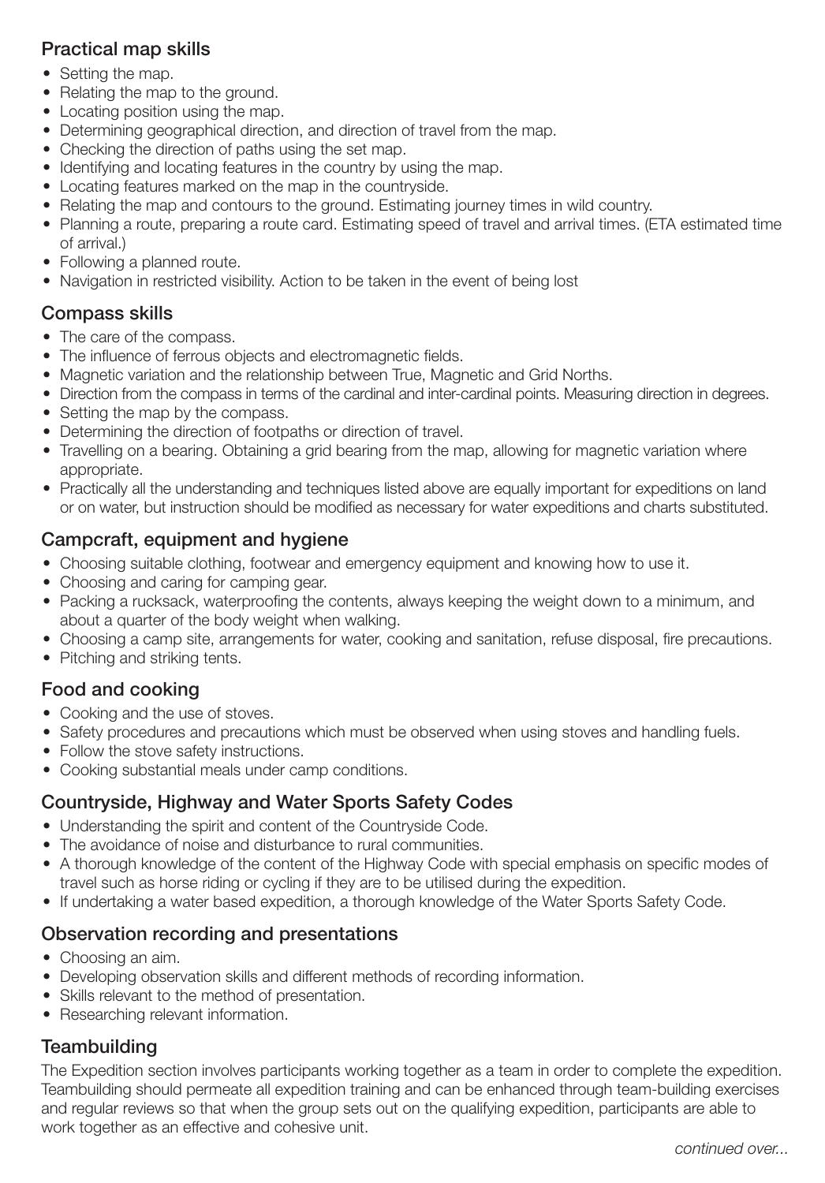### Practical map skills

- Setting the map.
- Relating the map to the ground.
- Locating position using the map.
- Determining geographical direction, and direction of travel from the map.
- Checking the direction of paths using the set map.
- Identifying and locating features in the country by using the map.
- Locating features marked on the map in the countryside.
- Relating the map and contours to the ground. Estimating journey times in wild country.
- Planning a route, preparing a route card. Estimating speed of travel and arrival times. (ETA estimated time of arrival.)
- Following a planned route.
- Navigation in restricted visibility. Action to be taken in the event of being lost

### Compass skills

- The care of the compass.
- The influence of ferrous objects and electromagnetic fields.
- Magnetic variation and the relationship between True, Magnetic and Grid Norths.
- Direction from the compass in terms of the cardinal and inter-cardinal points. Measuring direction in degrees.
- Setting the map by the compass.
- Determining the direction of footpaths or direction of travel.
- Travelling on a bearing. Obtaining a grid bearing from the map, allowing for magnetic variation where appropriate.
- Practically all the understanding and techniques listed above are equally important for expeditions on land or on water, but instruction should be modified as necessary for water expeditions and charts substituted.

### Campcraft, equipment and hygiene

- Choosing suitable clothing, footwear and emergency equipment and knowing how to use it.
- Choosing and caring for camping gear.
- Packing a rucksack, waterproofing the contents, always keeping the weight down to a minimum, and about a quarter of the body weight when walking.
- Choosing a camp site, arrangements for water, cooking and sanitation, refuse disposal, fire precautions.
- Pitching and striking tents.

### Food and cooking

- Cooking and the use of stoves.
- Safety procedures and precautions which must be observed when using stoves and handling fuels.
- Follow the stove safety instructions.
- Cooking substantial meals under camp conditions.

### Countryside, Highway and Water Sports Safety Codes

- Understanding the spirit and content of the Countryside Code.
- The avoidance of noise and disturbance to rural communities.
- A thorough knowledge of the content of the Highway Code with special emphasis on specific modes of travel such as horse riding or cycling if they are to be utilised during the expedition.
- If undertaking a water based expedition, a thorough knowledge of the Water Sports Safety Code.

### Observation recording and presentations

- Choosing an aim.
- Developing observation skills and different methods of recording information.
- Skills relevant to the method of presentation.
- Researching relevant information.

### Teambuilding

The Expedition section involves participants working together as a team in order to complete the expedition. Teambuilding should permeate all expedition training and can be enhanced through team-building exercises and regular reviews so that when the group sets out on the qualifying expedition, participants are able to work together as an effective and cohesive unit.

*continued over...*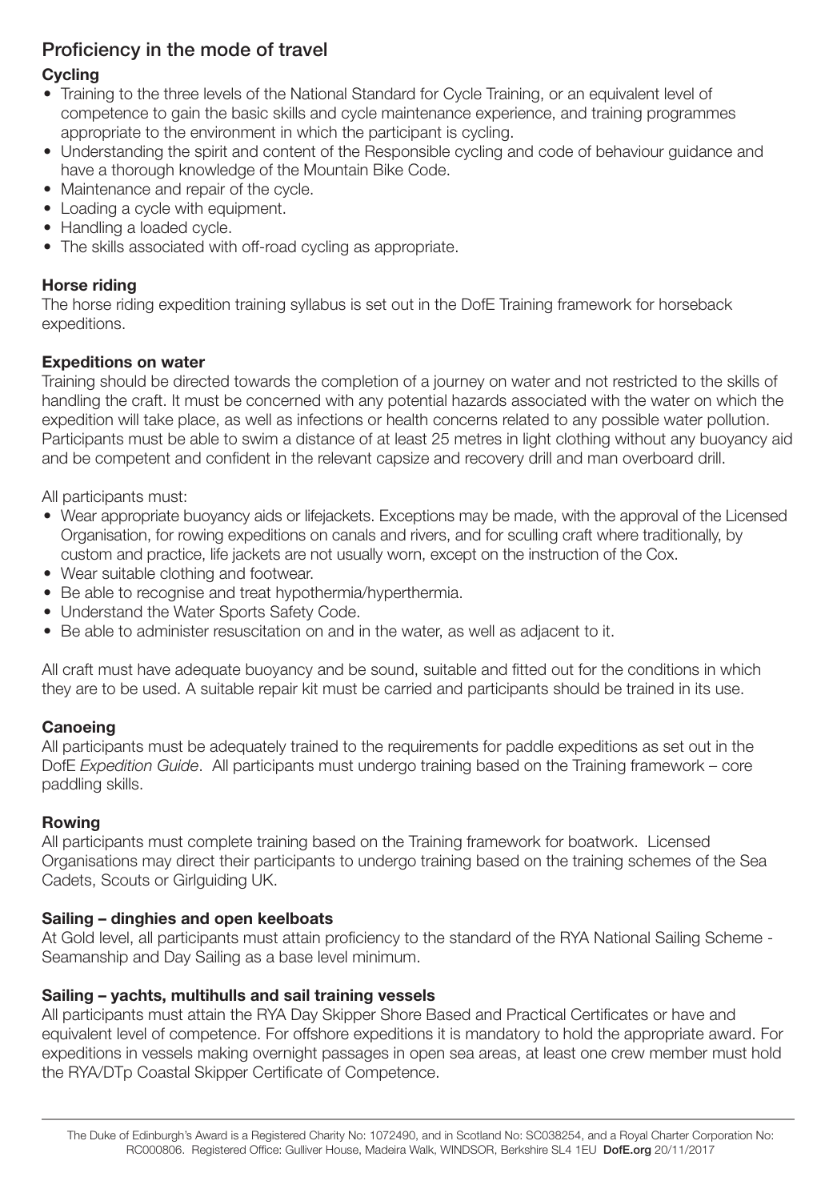## Proficiency in the mode of travel

### Cycling

- Training to the three levels of the National Standard for Cycle Training, or an equivalent level of competence to gain the basic skills and cycle maintenance experience, and training programmes appropriate to the environment in which the participant is cycling.
- Understanding the spirit and content of the Responsible cycling and code of behaviour guidance and have a thorough knowledge of the Mountain Bike Code.
- Maintenance and repair of the cycle.
- Loading a cycle with equipment.
- Handling a loaded cycle.
- The skills associated with off-road cycling as appropriate.

### Horse riding

The horse riding expedition training syllabus is set out in the DofE Training framework for horseback expeditions.

### Expeditions on water

Training should be directed towards the completion of a journey on water and not restricted to the skills of handling the craft. It must be concerned with any potential hazards associated with the water on which the expedition will take place, as well as infections or health concerns related to any possible water pollution. Participants must be able to swim a distance of at least 25 metres in light clothing without any buoyancy aid and be competent and confident in the relevant capsize and recovery drill and man overboard drill.

All participants must:

- Wear appropriate buoyancy aids or lifejackets. Exceptions may be made, with the approval of the Licensed Organisation, for rowing expeditions on canals and rivers, and for sculling craft where traditionally, by custom and practice, life jackets are not usually worn, except on the instruction of the Cox.
- Wear suitable clothing and footwear.
- Be able to recognise and treat hypothermia/hyperthermia.
- Understand the Water Sports Safety Code.
- Be able to administer resuscitation on and in the water, as well as adjacent to it.

All craft must have adequate buoyancy and be sound, suitable and fitted out for the conditions in which they are to be used. A suitable repair kit must be carried and participants should be trained in its use.

### Canoeing

All participants must be adequately trained to the requirements for paddle expeditions as set out in the DofE *Expedition Guide*. All participants must undergo training based on the Training framework – core paddling skills.

### Rowing

All participants must complete training based on the Training framework for boatwork. Licensed Organisations may direct their participants to undergo training based on the training schemes of the Sea Cadets, Scouts or Girlguiding UK.

### Sailing – dinghies and open keelboats

At Gold level, all participants must attain proficiency to the standard of the RYA National Sailing Scheme - Seamanship and Day Sailing as a base level minimum.

### Sailing – yachts, multihulls and sail training vessels

All participants must attain the RYA Day Skipper Shore Based and Practical Certificates or have and equivalent level of competence. For offshore expeditions it is mandatory to hold the appropriate award. For expeditions in vessels making overnight passages in open sea areas, at least one crew member must hold the RYA/DTp Coastal Skipper Certificate of Competence.

The Duke of Edinburgh's Award is a Registered Charity No: 1072490, and in Scotland No: SC038254, and a Royal Charter Corporation No: RC000806. Registered Office: Gulliver House, Madeira Walk, WINDSOR, Berkshire SL4 1EU **DofE.org** 20/11/2017